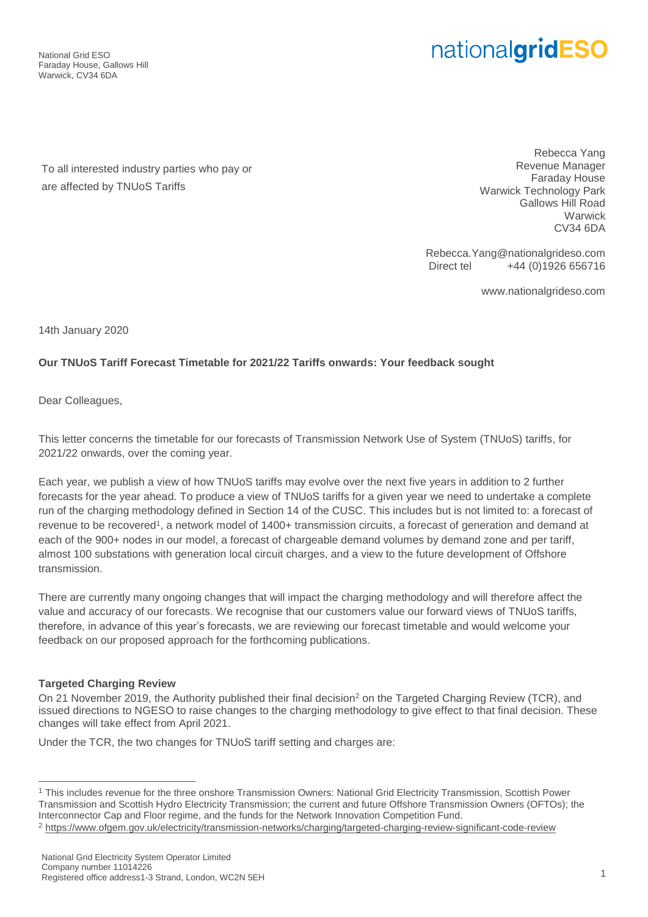National Grid ESO
Faraday House, Gallows Hill
Warwick, CV34 6DA

nationalgridESO

To all interested industry parties who pay or are affected by TNUoS Tariffs

Rebecca Yang
Revenue Manager
Faraday House
Warwick Technology Park
Gallows Hill Road
Warwick
CV34 6DA

Rebecca.Yang@nationalgrideso.com
Direct tel +44 (0)1926 656716

www.nationalgrideso.com

14th January 2020

**Our TNUoS Tariff Forecast Timetable for 2021/22 Tariffs onwards: Your feedback sought**

Dear Colleagues,

This letter concerns the timetable for our forecasts of Transmission Network Use of System (TNUoS) tariffs, for 2021/22 onwards, over the coming year.

Each year, we publish a view of how TNUoS tariffs may evolve over the next five years in addition to 2 further forecasts for the year ahead. To produce a view of TNUoS tariffs for a given year we need to undertake a complete run of the charging methodology defined in Section 14 of the CUSC. This includes but is not limited to: a forecast of revenue to be recovered[1], a network model of 1400+ transmission circuits, a forecast of generation and demand at each of the 900+ nodes in our model, a forecast of chargeable demand volumes by demand zone and per tariff, almost 100 substations with generation local circuit charges, and a view to the future development of Offshore transmission.

There are currently many ongoing changes that will impact the charging methodology and will therefore affect the value and accuracy of our forecasts. We recognise that our customers value our forward views of TNUoS tariffs, therefore, in advance of this year's forecasts, we are reviewing our forecast timetable and would welcome your feedback on our proposed approach for the forthcoming publications.

**Targeted Charging Review**

On 21 November 2019, the Authority published their final decision[2] on the Targeted Charging Review (TCR), and issued directions to NGESO to raise changes to the charging methodology to give effect to that final decision. These changes will take effect from April 2021.

Under the TCR, the two changes for TNUoS tariff setting and charges are:

[1] This includes revenue for the three onshore Transmission Owners: National Grid Electricity Transmission, Scottish Power Transmission and Scottish Hydro Electricity Transmission; the current and future Offshore Transmission Owners (OFTOs); the Interconnector Cap and Floor regime, and the funds for the Network Innovation Competition Fund.

[2] https://www.ofgem.gov.uk/electricity/transmission-networks/charging/targeted-charging-review-significant-code-review

National Grid Electricity System Operator Limited
Company number 11014226
Registered office address1-3 Strand, London, WC2N 5EH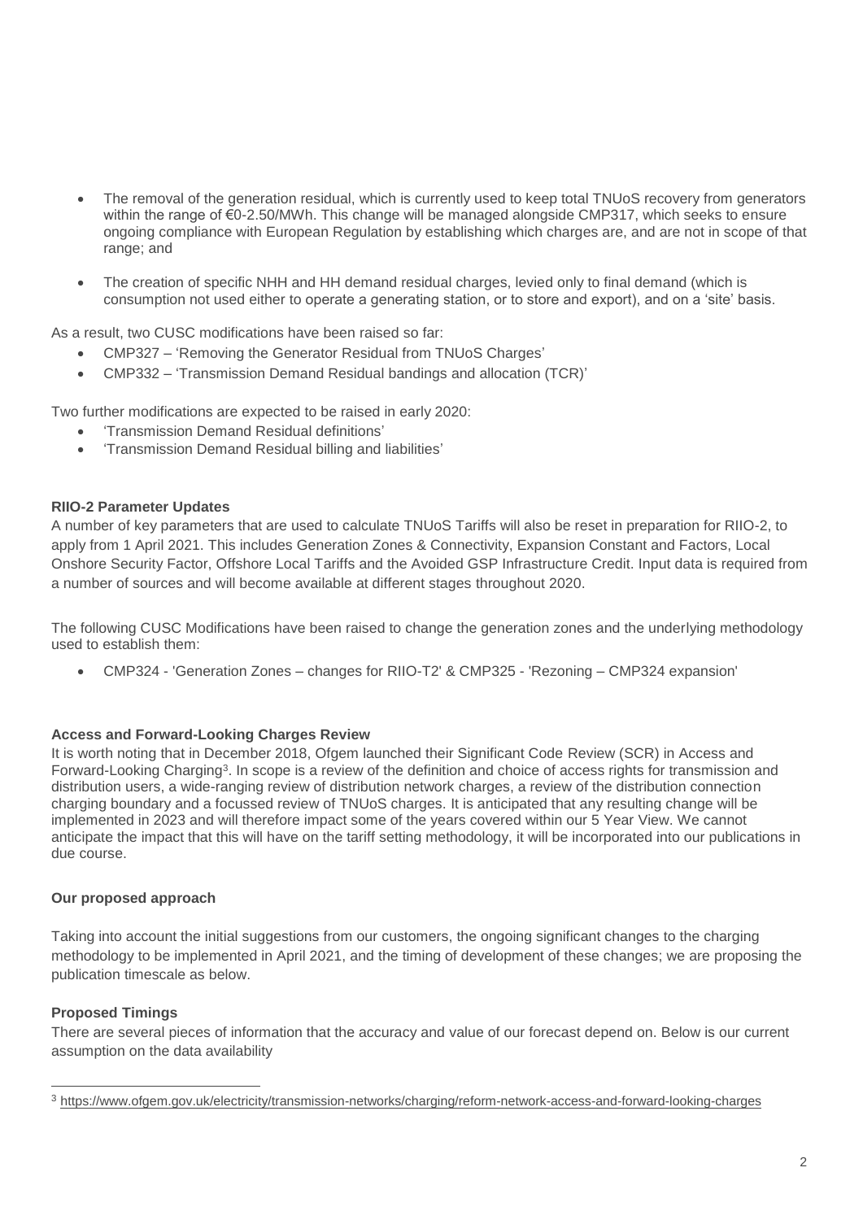- The removal of the generation residual, which is currently used to keep total TNUoS recovery from generators within the range of €0-2.50/MWh. This change will be managed alongside CMP317, which seeks to ensure ongoing compliance with European Regulation by establishing which charges are, and are not in scope of that range; and
- The creation of specific NHH and HH demand residual charges, levied only to final demand (which is consumption not used either to operate a generating station, or to store and export), and on a 'site' basis.

As a result, two CUSC modifications have been raised so far:

- CMP327 – 'Removing the Generator Residual from TNUoS Charges'
- CMP332 – 'Transmission Demand Residual bandings and allocation (TCR)'

Two further modifications are expected to be raised in early 2020:

- 'Transmission Demand Residual definitions'
- 'Transmission Demand Residual billing and liabilities'

**RIIO-2 Parameter Updates**

A number of key parameters that are used to calculate TNUoS Tariffs will also be reset in preparation for RIIO-2, to apply from 1 April 2021. This includes Generation Zones & Connectivity, Expansion Constant and Factors, Local Onshore Security Factor, Offshore Local Tariffs and the Avoided GSP Infrastructure Credit. Input data is required from a number of sources and will become available at different stages throughout 2020.

The following CUSC Modifications have been raised to change the generation zones and the underlying methodology used to establish them:

- CMP324 - 'Generation Zones – changes for RIIO-T2' & CMP325 - 'Rezoning – CMP324 expansion'

**Access and Forward-Looking Charges Review**

It is worth noting that in December 2018, Ofgem launched their Significant Code Review (SCR) in Access and Forward-Looking Charging[3]. In scope is a review of the definition and choice of access rights for transmission and distribution users, a wide-ranging review of distribution network charges, a review of the distribution connection charging boundary and a focussed review of TNUoS charges. It is anticipated that any resulting change will be implemented in 2023 and will therefore impact some of the years covered within our 5 Year View. We cannot anticipate the impact that this will have on the tariff setting methodology, it will be incorporated into our publications in due course.

**Our proposed approach**

Taking into account the initial suggestions from our customers, the ongoing significant changes to the charging methodology to be implemented in April 2021, and the timing of development of these changes; we are proposing the publication timescale as below.

**Proposed Timings**

There are several pieces of information that the accuracy and value of our forecast depend on. Below is our current assumption on the data availability

[3] https://www.ofgem.gov.uk/electricity/transmission-networks/charging/reform-network-access-and-forward-looking-charges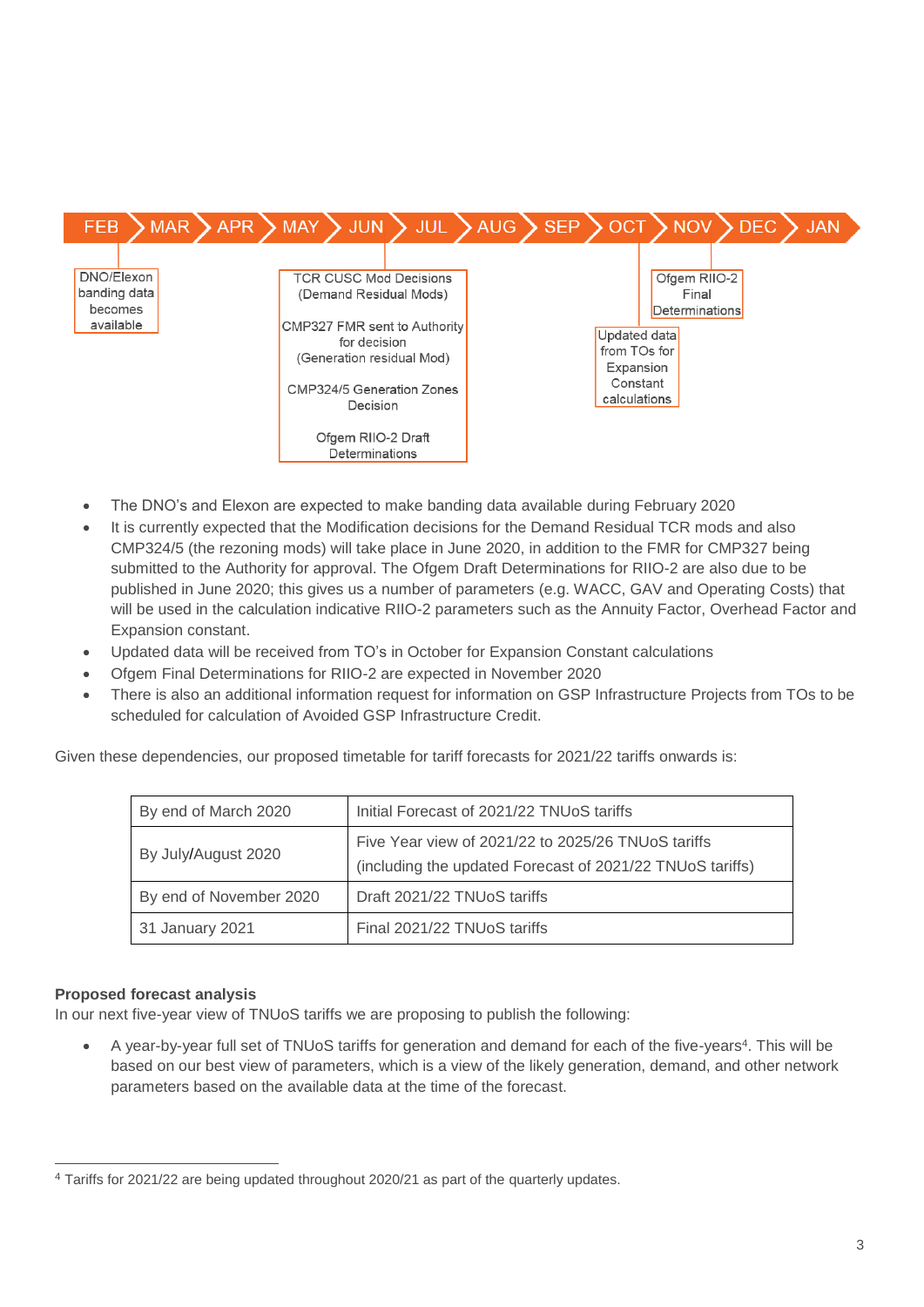FEB | MAR | APR | MAY | JUN | JUL | AUG | SEP | OCT | NOV | DEC | JAN

- FEB: DNO/Elexon banding data becomes available
- JUN: TCR CUSC Mod Decisions (Demand Residual Mods); CMP327 FMR sent to Authority for decision (Generation residual Mod); CMP324/5 Generation Zones Decision; Ofgem RIIO-2 Draft Determinations
- OCT: Updated data from TOs for Expansion Constant calculations
- NOV: Ofgem RIIO-2 Final Determinations

- The DNO's and Elexon are expected to make banding data available during February 2020
- It is currently expected that the Modification decisions for the Demand Residual TCR mods and also CMP324/5 (the rezoning mods) will take place in June 2020, in addition to the FMR for CMP327 being submitted to the Authority for approval. The Ofgem Draft Determinations for RIIO-2 are also due to be published in June 2020; this gives us a number of parameters (e.g. WACC, GAV and Operating Costs) that will be used in the calculation indicative RIIO-2 parameters such as the Annuity Factor, Overhead Factor and Expansion constant.
- Updated data will be received from TO's in October for Expansion Constant calculations
- Ofgem Final Determinations for RIIO-2 are expected in November 2020
- There is also an additional information request for information on GSP Infrastructure Projects from TOs to be scheduled for calculation of Avoided GSP Infrastructure Credit.

Given these dependencies, our proposed timetable for tariff forecasts for 2021/22 tariffs onwards is:

| | |
|---|---|
| By end of March 2020 | Initial Forecast of 2021/22 TNUoS tariffs |
| By July/August 2020 | Five Year view of 2021/22 to 2025/26 TNUoS tariffs (including the updated Forecast of 2021/22 TNUoS tariffs) |
| By end of November 2020 | Draft 2021/22 TNUoS tariffs |
| 31 January 2021 | Final 2021/22 TNUoS tariffs |

**Proposed forecast analysis**

In our next five-year view of TNUoS tariffs we are proposing to publish the following:

- A year-by-year full set of TNUoS tariffs for generation and demand for each of the five-years[4]. This will be based on our best view of parameters, which is a view of the likely generation, demand, and other network parameters based on the available data at the time of the forecast.

[4] Tariffs for 2021/22 are being updated throughout 2020/21 as part of the quarterly updates.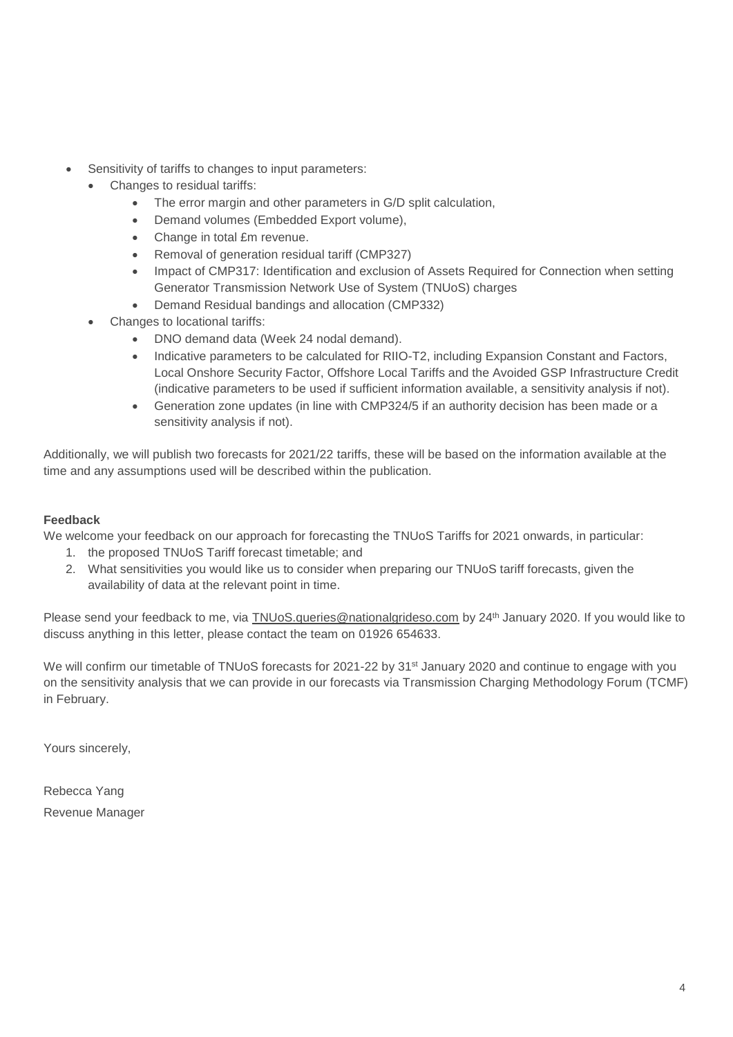- Sensitivity of tariffs to changes to input parameters:
  - Changes to residual tariffs:
    - The error margin and other parameters in G/D split calculation,
    - Demand volumes (Embedded Export volume),
    - Change in total £m revenue.
    - Removal of generation residual tariff (CMP327)
    - Impact of CMP317: Identification and exclusion of Assets Required for Connection when setting Generator Transmission Network Use of System (TNUoS) charges
    - Demand Residual bandings and allocation (CMP332)
  - Changes to locational tariffs:
    - DNO demand data (Week 24 nodal demand).
    - Indicative parameters to be calculated for RIIO-T2, including Expansion Constant and Factors, Local Onshore Security Factor, Offshore Local Tariffs and the Avoided GSP Infrastructure Credit (indicative parameters to be used if sufficient information available, a sensitivity analysis if not).
    - Generation zone updates (in line with CMP324/5 if an authority decision has been made or a sensitivity analysis if not).

Additionally, we will publish two forecasts for 2021/22 tariffs, these will be based on the information available at the time and any assumptions used will be described within the publication.

**Feedback**

We welcome your feedback on our approach for forecasting the TNUoS Tariffs for 2021 onwards, in particular:

1. the proposed TNUoS Tariff forecast timetable; and
2. What sensitivities you would like us to consider when preparing our TNUoS tariff forecasts, given the availability of data at the relevant point in time.

Please send your feedback to me, via TNUoS.queries@nationalgrideso.com by 24th January 2020. If you would like to discuss anything in this letter, please contact the team on 01926 654633.

We will confirm our timetable of TNUoS forecasts for 2021-22 by 31st January 2020 and continue to engage with you on the sensitivity analysis that we can provide in our forecasts via Transmission Charging Methodology Forum (TCMF) in February.

Yours sincerely,

Rebecca Yang

Revenue Manager